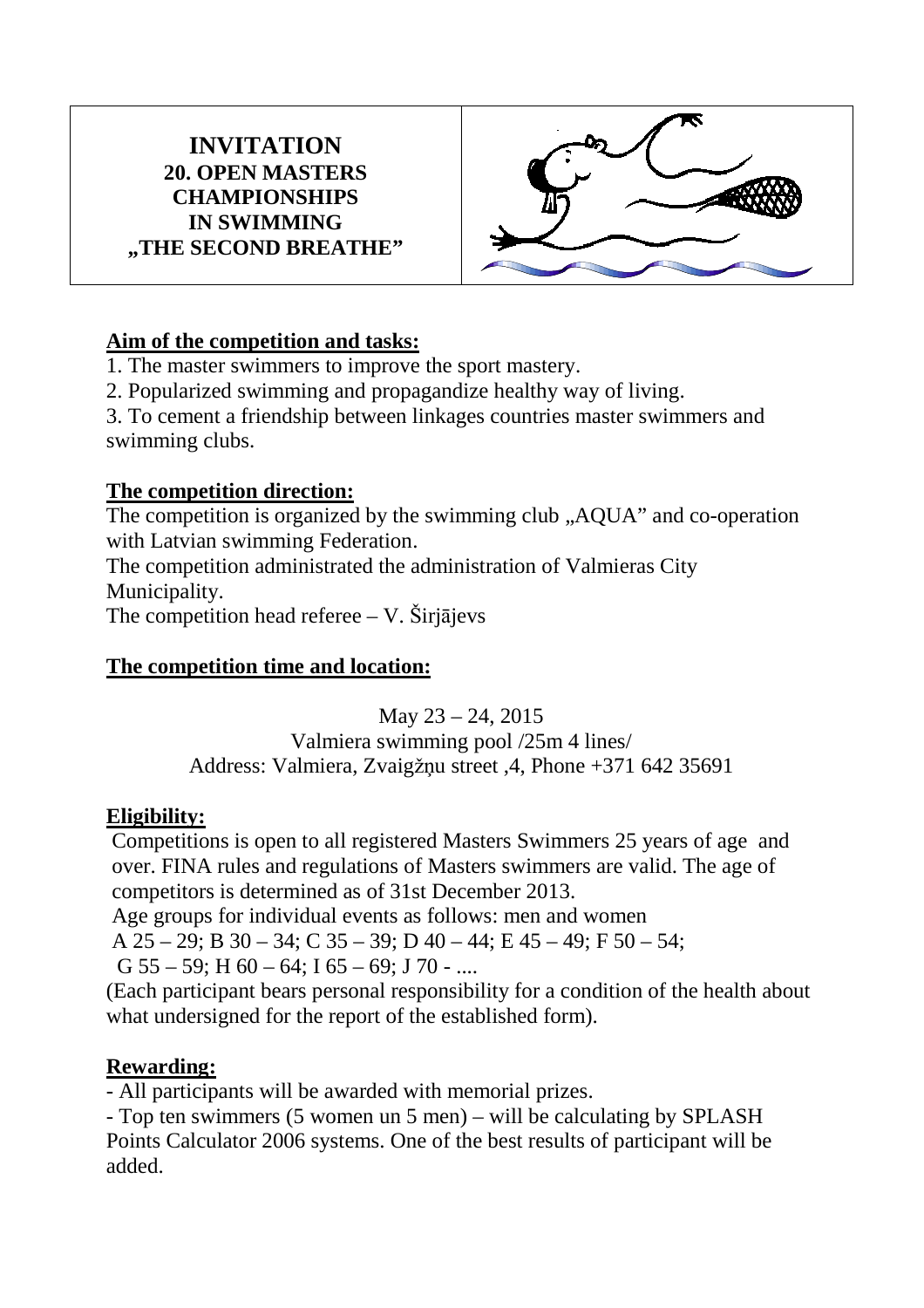# INVITATION
## 20. OPEN MASTERS CHAMPIONSHIPS IN SWIMMING „THE SECOND BREATHE"

**Aim of the competition and tasks:**

1. The master swimmers to improve the sport mastery.
2. Popularized swimming and propagandize healthy way of living.
3. To cement a friendship between linkages countries master swimmers and swimming clubs.

**The competition direction:**

The competition is organized by the swimming club „AQUA" and co-operation with Latvian swimming Federation.

The competition administrated the administration of Valmieras City Municipality.

The competition head referee – V. Širjājevs

**The competition time and location:**

May 23 – 24, 2015
Valmiera swimming pool /25m 4 lines/
Address: Valmiera, Zvaigžņu street ,4, Phone +371 642 35691

**Eligibility:**

Competitions is open to all registered Masters Swimmers 25 years of age and over. FINA rules and regulations of Masters swimmers are valid. The age of competitors is determined as of 31st December 2013.

Age groups for individual events as follows: men and women

A 25 – 29; B 30 – 34; C 35 – 39; D 40 – 44; E 45 – 49; F 50 – 54;
G 55 – 59; H 60 – 64; I 65 – 69; J 70 - ....

(Each participant bears personal responsibility for a condition of the health about what undersigned for the report of the established form).

**Rewarding:**

- All participants will be awarded with memorial prizes.
- Top ten swimmers (5 women un 5 men) – will be calculating by SPLASH Points Calculator 2006 systems. One of the best results of participant will be added.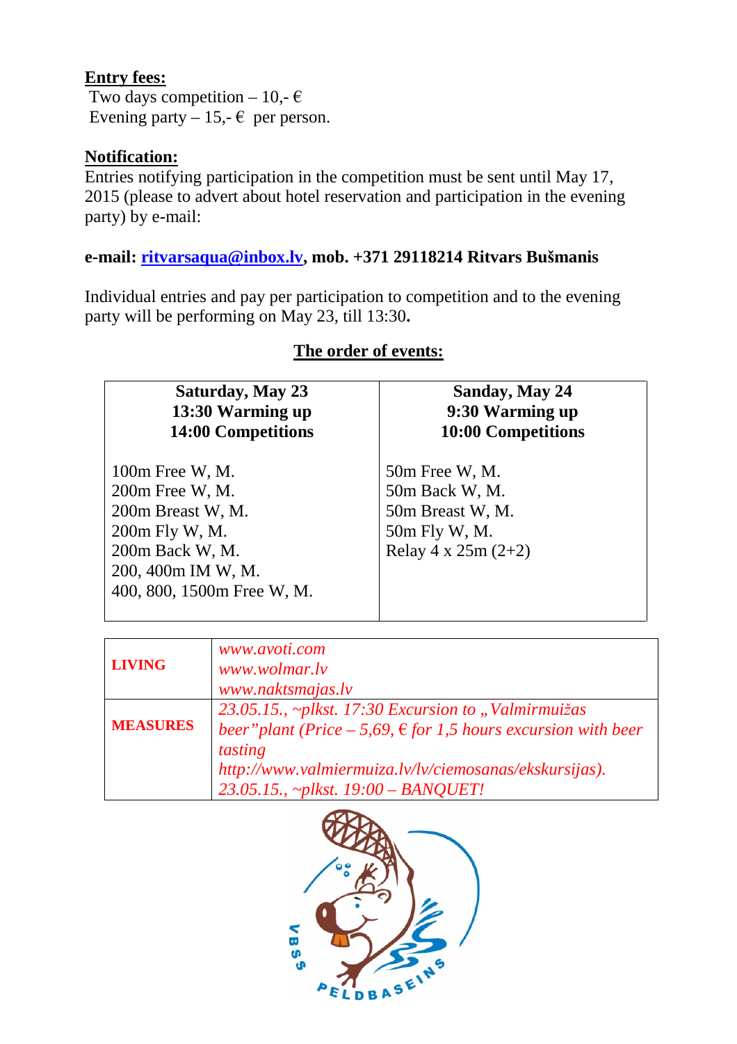**Entry fees:**

Two days competition – 10,- €
Evening party – 15,- € per person.

**Notification:**

Entries notifying participation in the competition must be sent until May 17, 2015 (please to advert about hotel reservation and participation in the evening party) by e-mail:

**e-mail: ritvarsaqua@inbox.lv, mob. +371 29118214 Ritvars Bušmanis**

Individual entries and pay per participation to competition and to the evening party will be performing on May 23, till 13:30**.**

**The order of events:**

| **Saturday, May 23**<br>**13:30 Warming up**<br>**14:00 Competitions** | **Sanday, May 24**<br>**9:30 Warming up**<br>**10:00 Competitions** |
|---|---|
| 100m Free W, M.<br>200m Free W, M.<br>200m Breast W, M.<br>200m Fly W, M.<br>200m Back W, M.<br>200, 400m IM W, M.<br>400, 800, 1500m Free W, M. | 50m Free W, M.<br>50m Back W, M.<br>50m Breast W, M.<br>50m Fly W, M.<br>Relay 4 x 25m (2+2) |

| | |
|---|---|
| **LIVING** | *www.avoti.com*<br>*www.wolmar.lv*<br>*www.naktsmajas.lv* |
| **MEASURES** | *23.05.15., ~plkst. 17:30 Excursion to „Valmirmuižas beer"plant (Price – 5,69, € for 1,5 hours excursion with beer tasting*<br>*http://www.valmiermuiza.lv/lv/ciemosanas/ekskursijas).*<br>*23.05.15., ~plkst. 19:00 – BANQUET!* |

VBSS PELDBASEINS